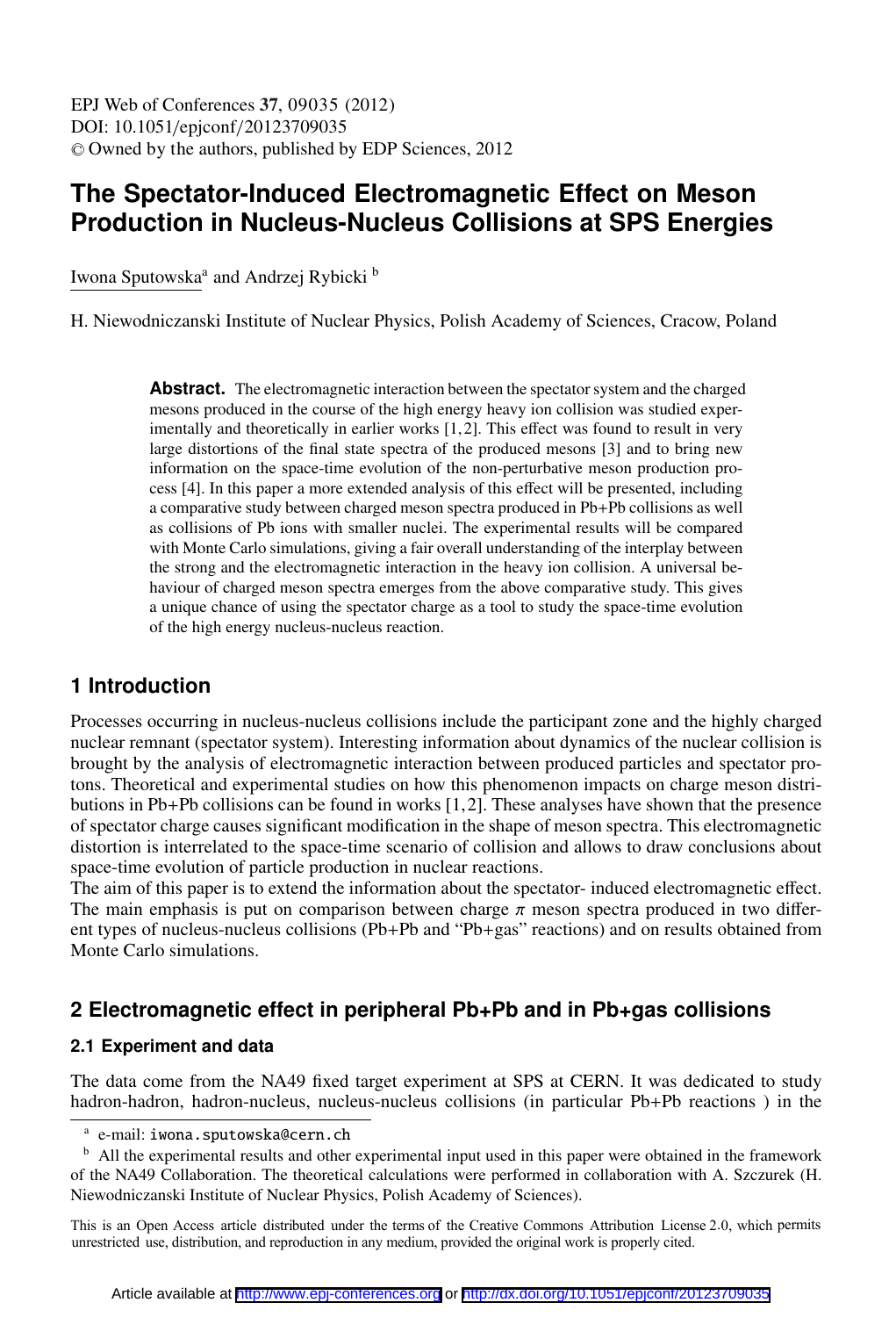# The Spectator-Induced Electromagnetic Effect on Meson Production in Nucleus-Nucleus Collisions at SPS Energies

Iwona Sputowska[a] and Andrzej Rybicki [b]

H. Niewodniczanski Institute of Nuclear Physics, Polish Academy of Sciences, Cracow, Poland

**Abstract.** The electromagnetic interaction between the spectator system and the charged mesons produced in the course of the high energy heavy ion collision was studied experimentally and theoretically in earlier works [1,2]. This effect was found to result in very large distortions of the final state spectra of the produced mesons [3] and to bring new information on the space-time evolution of the non-perturbative meson production process [4]. In this paper a more extended analysis of this effect will be presented, including a comparative study between charged meson spectra produced in Pb+Pb collisions as well as collisions of Pb ions with smaller nuclei. The experimental results will be compared with Monte Carlo simulations, giving a fair overall understanding of the interplay between the strong and the electromagnetic interaction in the heavy ion collision. A universal behaviour of charged meson spectra emerges from the above comparative study. This gives a unique chance of using the spectator charge as a tool to study the space-time evolution of the high energy nucleus-nucleus reaction.

## 1 Introduction

Processes occurring in nucleus-nucleus collisions include the participant zone and the highly charged nuclear remnant (spectator system). Interesting information about dynamics of the nuclear collision is brought by the analysis of electromagnetic interaction between produced particles and spectator protons. Theoretical and experimental studies on how this phenomenon impacts on charge meson distributions in Pb+Pb collisions can be found in works [1,2]. These analyses have shown that the presence of spectator charge causes significant modification in the shape of meson spectra. This electromagnetic distortion is interrelated to the space-time scenario of collision and allows to draw conclusions about space-time evolution of particle production in nuclear reactions.

The aim of this paper is to extend the information about the spectator- induced electromagnetic effect. The main emphasis is put on comparison between charge $\pi$ meson spectra produced in two different types of nucleus-nucleus collisions (Pb+Pb and "Pb+gas" reactions) and on results obtained from Monte Carlo simulations.

## 2 Electromagnetic effect in peripheral Pb+Pb and in Pb+gas collisions

### 2.1 Experiment and data

The data come from the NA49 fixed target experiment at SPS at CERN. It was dedicated to study hadron-hadron, hadron-nucleus, nucleus-nucleus collisions (in particular Pb+Pb reactions ) in the

[a] e-mail: iwona.sputowska@cern.ch

[b] All the experimental results and other experimental input used in this paper were obtained in the framework of the NA49 Collaboration. The theoretical calculations were performed in collaboration with A. Szczurek (H. Niewodniczanski Institute of Nuclear Physics, Polish Academy of Sciences).

This is an Open Access article distributed under the terms of the Creative Commons Attribution License 2.0, which permits unrestricted use, distribution, and reproduction in any medium, provided the original work is properly cited.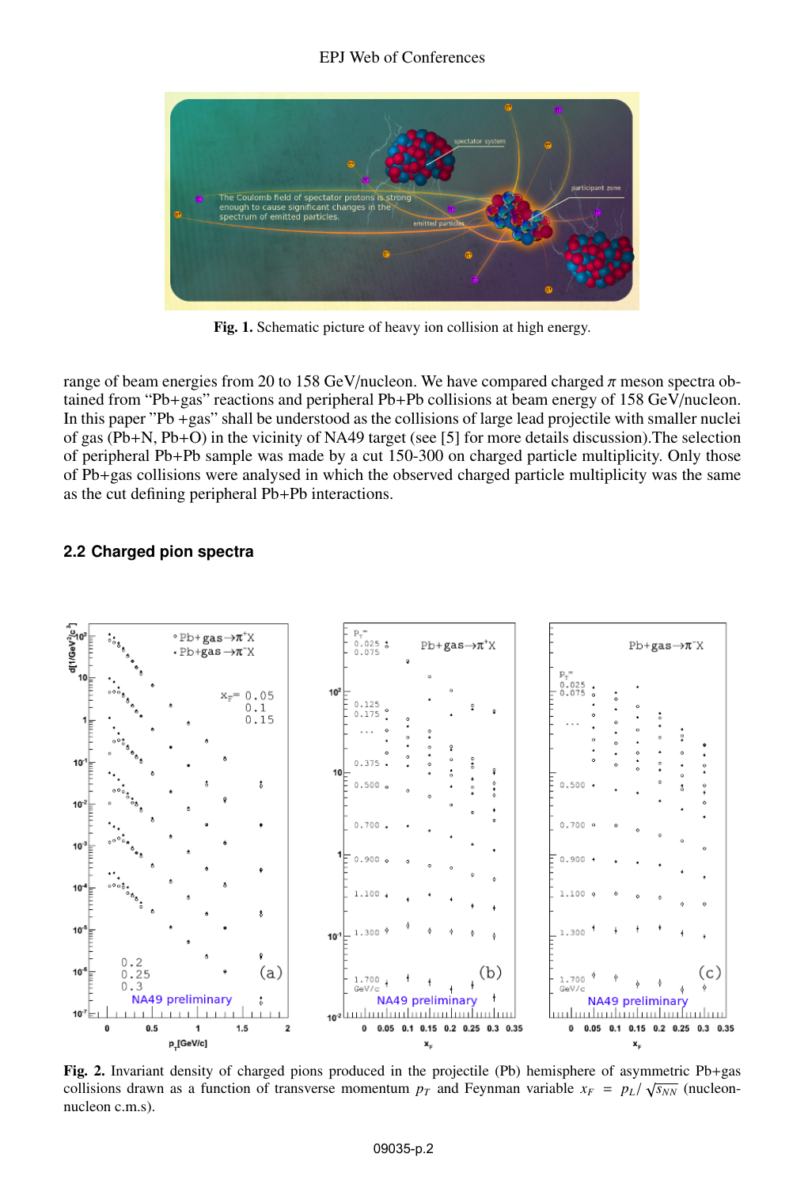Fig. 1. Schematic picture of heavy ion collision at high energy.

range of beam energies from 20 to 158 GeV/nucleon. We have compared charged $\pi$ meson spectra obtained from "Pb+gas" reactions and peripheral Pb+Pb collisions at beam energy of 158 GeV/nucleon. In this paper "Pb +gas" shall be understood as the collisions of large lead projectile with smaller nuclei of gas (Pb+N, Pb+O) in the vicinity of NA49 target (see [5] for more details discussion).The selection of peripheral Pb+Pb sample was made by a cut 150-300 on charged particle multiplicity. Only those of Pb+gas collisions were analysed in which the observed charged particle multiplicity was the same as the cut defining peripheral Pb+Pb interactions.

## 2.2 Charged pion spectra

Fig. 2. Invariant density of charged pions produced in the projectile (Pb) hemisphere of asymmetric Pb+gas collisions drawn as a function of transverse momentum $p_T$ and Feynman variable $x_F = p_L/\sqrt{s_{NN}}$ (nucleon-nucleon c.m.s).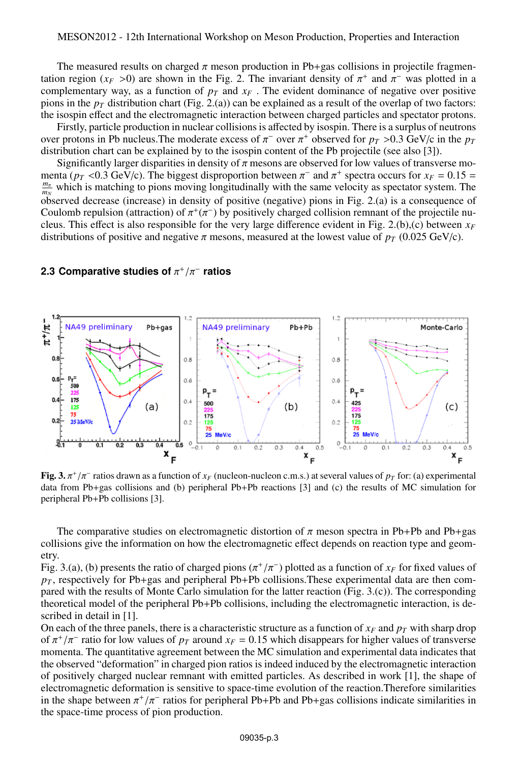The measured results on charged $\pi$ meson production in Pb+gas collisions in projectile fragmentation region ($x_F$ >0) are shown in the Fig. 2. The invariant density of $\pi^+$ and $\pi^-$ was plotted in a complementary way, as a function of $p_T$ and $x_F$ . The evident dominance of negative over positive pions in the $p_T$ distribution chart (Fig. 2.(a)) can be explained as a result of the overlap of two factors: the isospin effect and the electromagnetic interaction between charged particles and spectator protons.

Firstly, particle production in nuclear collisions is affected by isospin. There is a surplus of neutrons over protons in Pb nucleus.The moderate excess of $\pi^-$ over $\pi^+$ observed for $p_T$ >0.3 GeV/c in the $p_T$ distribution chart can be explained by to the isospin content of the Pb projectile (see also [3]).

Significantly larger disparities in density of $\pi$ mesons are observed for low values of transverse momenta ($p_T$ <0.3 GeV/c). The biggest disproportion between $\pi^-$ and $\pi^+$ spectra occurs for $x_F = 0.15 = \frac{m_\pi}{m_N}$ which is matching to pions moving longitudinally with the same velocity as spectator system. The observed decrease (increase) in density of positive (negative) pions in Fig. 2.(a) is a consequence of Coulomb repulsion (attraction) of $\pi^+(\pi^-)$ by positively charged collision remnant of the projectile nucleus. This effect is also responsible for the very large difference evident in Fig. 2.(b),(c) between $x_F$ distributions of positive and negative $\pi$ mesons, measured at the lowest value of $p_T$ (0.025 GeV/c).

### 2.3 Comparative studies of $\pi^+/\pi^-$ ratios

**Fig. 3.** $\pi^+/\pi^-$ ratios drawn as a function of $x_F$ (nucleon-nucleon c.m.s.) at several values of $p_T$ for: (a) experimental data from Pb+gas collisions and (b) peripheral Pb+Pb reactions [3] and (c) the results of MC simulation for peripheral Pb+Pb collisions [3].

The comparative studies on electromagnetic distortion of $\pi$ meson spectra in Pb+Pb and Pb+gas collisions give the information on how the electromagnetic effect depends on reaction type and geometry.

Fig. 3.(a), (b) presents the ratio of charged pions ($\pi^+/\pi^-$) plotted as a function of $x_F$ for fixed values of $p_T$, respectively for Pb+gas and peripheral Pb+Pb collisions.These experimental data are then compared with the results of Monte Carlo simulation for the latter reaction (Fig. 3.(c)). The corresponding theoretical model of the peripheral Pb+Pb collisions, including the electromagnetic interaction, is described in detail in [1].

On each of the three panels, there is a characteristic structure as a function of $x_F$ and $p_T$ with sharp drop of $\pi^+/\pi^-$ ratio for low values of $p_T$ around $x_F = 0.15$ which disappears for higher values of transverse momenta. The quantitative agreement between the MC simulation and experimental data indicates that the observed "deformation" in charged pion ratios is indeed induced by the electromagnetic interaction of positively charged nuclear remnant with emitted particles. As described in work [1], the shape of electromagnetic deformation is sensitive to space-time evolution of the reaction.Therefore similarities in the shape between $\pi^+/\pi^-$ ratios for peripheral Pb+Pb and Pb+gas collisions indicate similarities in the space-time process of pion production.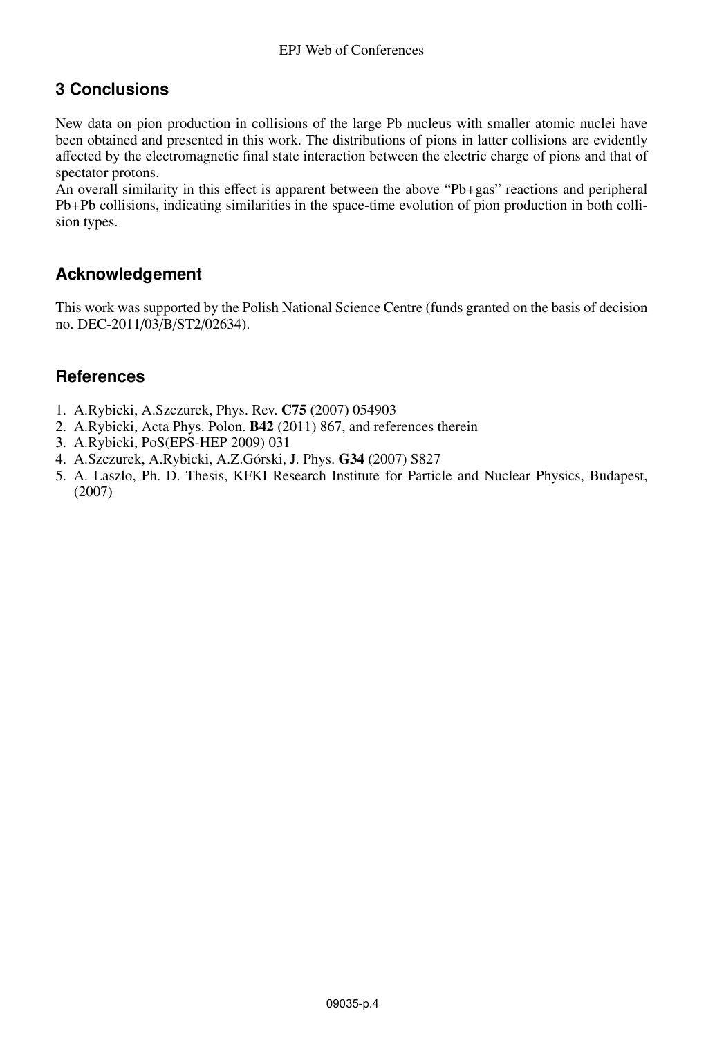## 3 Conclusions

New data on pion production in collisions of the large Pb nucleus with smaller atomic nuclei have been obtained and presented in this work. The distributions of pions in latter collisions are evidently affected by the electromagnetic final state interaction between the electric charge of pions and that of spectator protons.
An overall similarity in this effect is apparent between the above "Pb+gas" reactions and peripheral Pb+Pb collisions, indicating similarities in the space-time evolution of pion production in both collision types.

## Acknowledgement

This work was supported by the Polish National Science Centre (funds granted on the basis of decision no. DEC-2011/03/B/ST2/02634).

## References

1. A.Rybicki, A.Szczurek, Phys. Rev. **C75** (2007) 054903
2. A.Rybicki, Acta Phys. Polon. **B42** (2011) 867, and references therein
3. A.Rybicki, PoS(EPS-HEP 2009) 031
4. A.Szczurek, A.Rybicki, A.Z.Górski, J. Phys. **G34** (2007) S827
5. A. Laszlo, Ph. D. Thesis, KFKI Research Institute for Particle and Nuclear Physics, Budapest, (2007)